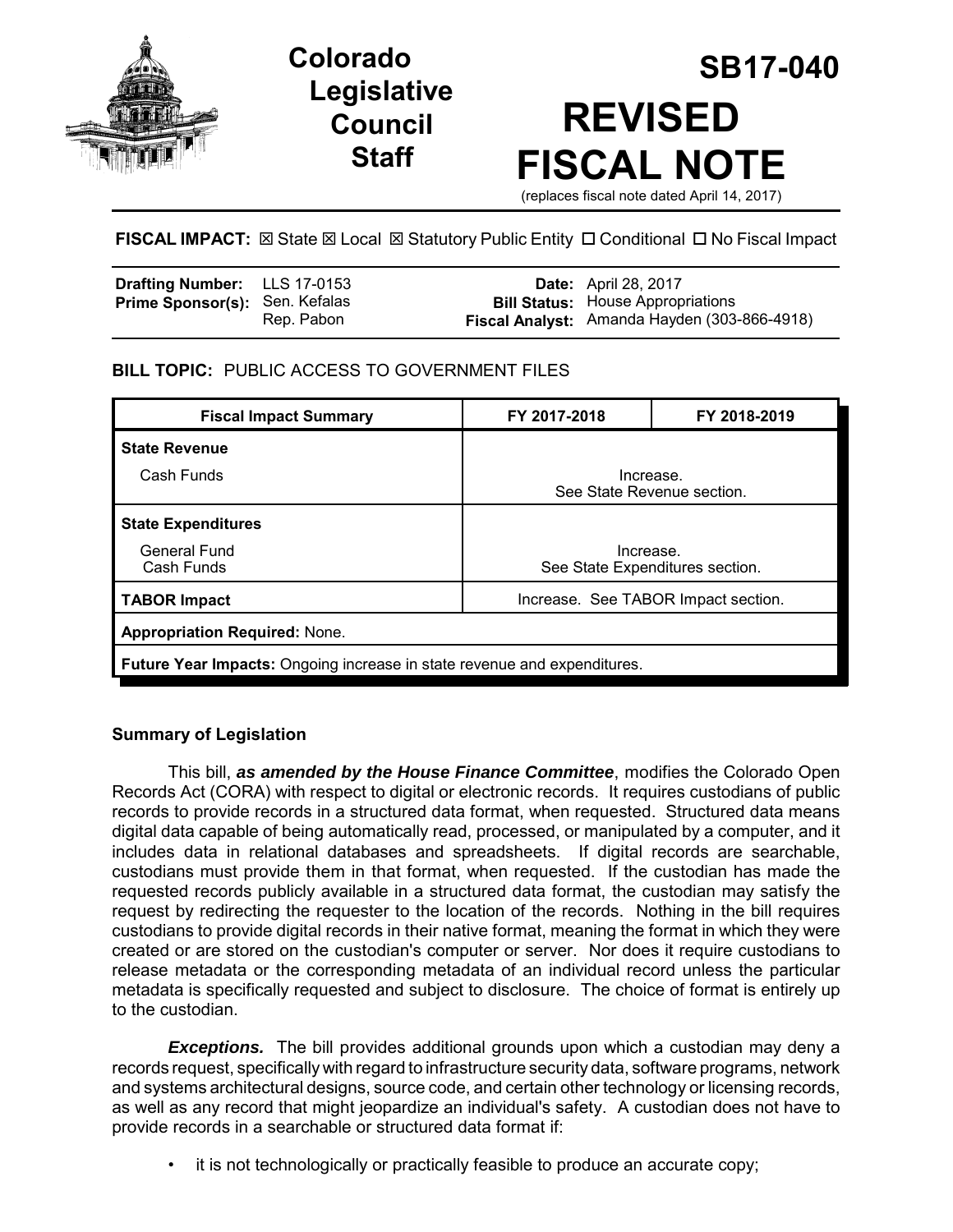# Colorado Legislative Council Staff

# SB17-040

# REVISED FISCAL NOTE

(replaces fiscal note dated April 14, 2017)

**FISCAL IMPACT:** ☒ State ☒ Local ☒ Statutory Public Entity ☐ Conditional ☐ No Fiscal Impact

| | | | |
|---|---|---|---|
| **Drafting Number:** | LLS 17-0153 | **Date:** | April 28, 2017 |
| **Prime Sponsor(s):** | Sen. Kefalas<br>Rep. Pabon | **Bill Status:** | House Appropriations |
| | | **Fiscal Analyst:** | Amanda Hayden (303-866-4918) |

## BILL TOPIC: PUBLIC ACCESS TO GOVERNMENT FILES

| Fiscal Impact Summary | FY 2017-2018 | FY 2018-2019 |
|---|---|---|
| **State Revenue** | | |
| Cash Funds | Increase.<br>See State Revenue section. | |
| **State Expenditures** | | |
| General Fund<br>Cash Funds | Increase.<br>See State Expenditures section. | |
| **TABOR Impact** | Increase. See TABOR Impact section. | |
| **Appropriation Required:** None. | | |
| **Future Year Impacts:** Ongoing increase in state revenue and expenditures. | | |

### Summary of Legislation

This bill, ***as amended by the House Finance Committee***, modifies the Colorado Open Records Act (CORA) with respect to digital or electronic records. It requires custodians of public records to provide records in a structured data format, when requested. Structured data means digital data capable of being automatically read, processed, or manipulated by a computer, and it includes data in relational databases and spreadsheets. If digital records are searchable, custodians must provide them in that format, when requested. If the custodian has made the requested records publicly available in a structured data format, the custodian may satisfy the request by redirecting the requester to the location of the records. Nothing in the bill requires custodians to provide digital records in their native format, meaning the format in which they were created or are stored on the custodian's computer or server. Nor does it require custodians to release metadata or the corresponding metadata of an individual record unless the particular metadata is specifically requested and subject to disclosure. The choice of format is entirely up to the custodian.

***Exceptions.*** The bill provides additional grounds upon which a custodian may deny a records request, specifically with regard to infrastructure security data, software programs, network and systems architectural designs, source code, and certain other technology or licensing records, as well as any record that might jeopardize an individual's safety. A custodian does not have to provide records in a searchable or structured data format if:

- it is not technologically or practically feasible to produce an accurate copy;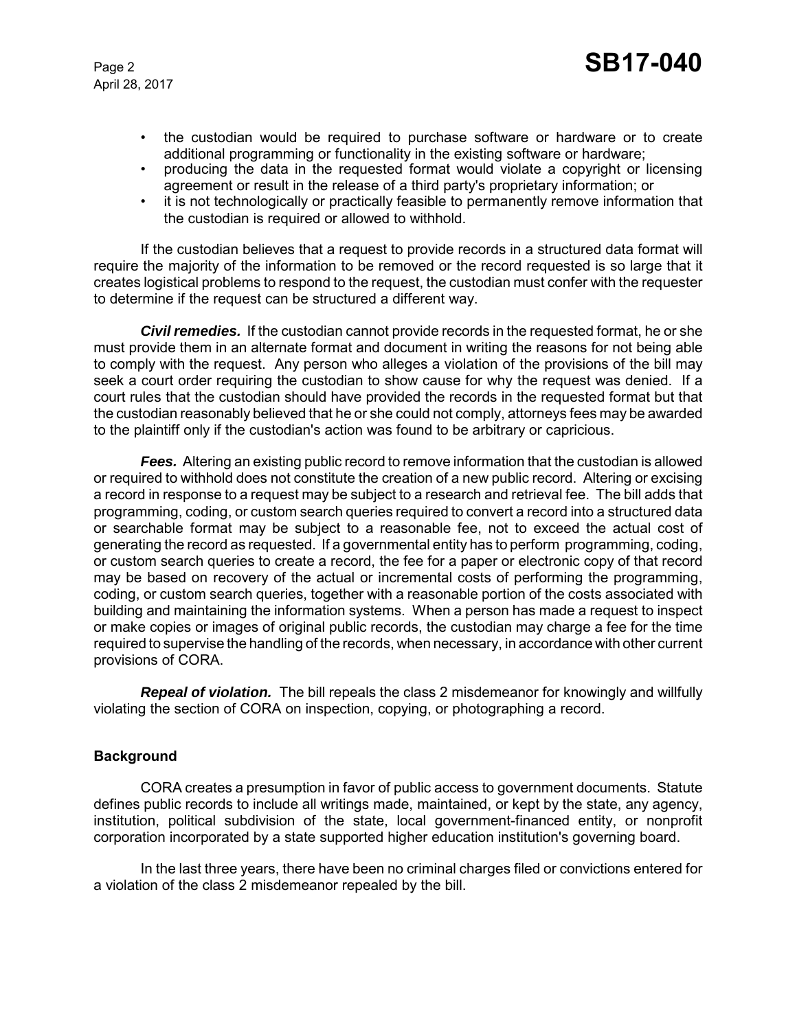- the custodian would be required to purchase software or hardware or to create additional programming or functionality in the existing software or hardware;
- producing the data in the requested format would violate a copyright or licensing agreement or result in the release of a third party's proprietary information; or
- it is not technologically or practically feasible to permanently remove information that the custodian is required or allowed to withhold.

If the custodian believes that a request to provide records in a structured data format will require the majority of the information to be removed or the record requested is so large that it creates logistical problems to respond to the request, the custodian must confer with the requester to determine if the request can be structured a different way.

***Civil remedies.*** If the custodian cannot provide records in the requested format, he or she must provide them in an alternate format and document in writing the reasons for not being able to comply with the request. Any person who alleges a violation of the provisions of the bill may seek a court order requiring the custodian to show cause for why the request was denied. If a court rules that the custodian should have provided the records in the requested format but that the custodian reasonably believed that he or she could not comply, attorneys fees may be awarded to the plaintiff only if the custodian's action was found to be arbitrary or capricious.

***Fees.*** Altering an existing public record to remove information that the custodian is allowed or required to withhold does not constitute the creation of a new public record. Altering or excising a record in response to a request may be subject to a research and retrieval fee. The bill adds that programming, coding, or custom search queries required to convert a record into a structured data or searchable format may be subject to a reasonable fee, not to exceed the actual cost of generating the record as requested. If a governmental entity has to perform programming, coding, or custom search queries to create a record, the fee for a paper or electronic copy of that record may be based on recovery of the actual or incremental costs of performing the programming, coding, or custom search queries, together with a reasonable portion of the costs associated with building and maintaining the information systems. When a person has made a request to inspect or make copies or images of original public records, the custodian may charge a fee for the time required to supervise the handling of the records, when necessary, in accordance with other current provisions of CORA.

***Repeal of violation.*** The bill repeals the class 2 misdemeanor for knowingly and willfully violating the section of CORA on inspection, copying, or photographing a record.

**Background**

CORA creates a presumption in favor of public access to government documents. Statute defines public records to include all writings made, maintained, or kept by the state, any agency, institution, political subdivision of the state, local government-financed entity, or nonprofit corporation incorporated by a state supported higher education institution's governing board.

In the last three years, there have been no criminal charges filed or convictions entered for a violation of the class 2 misdemeanor repealed by the bill.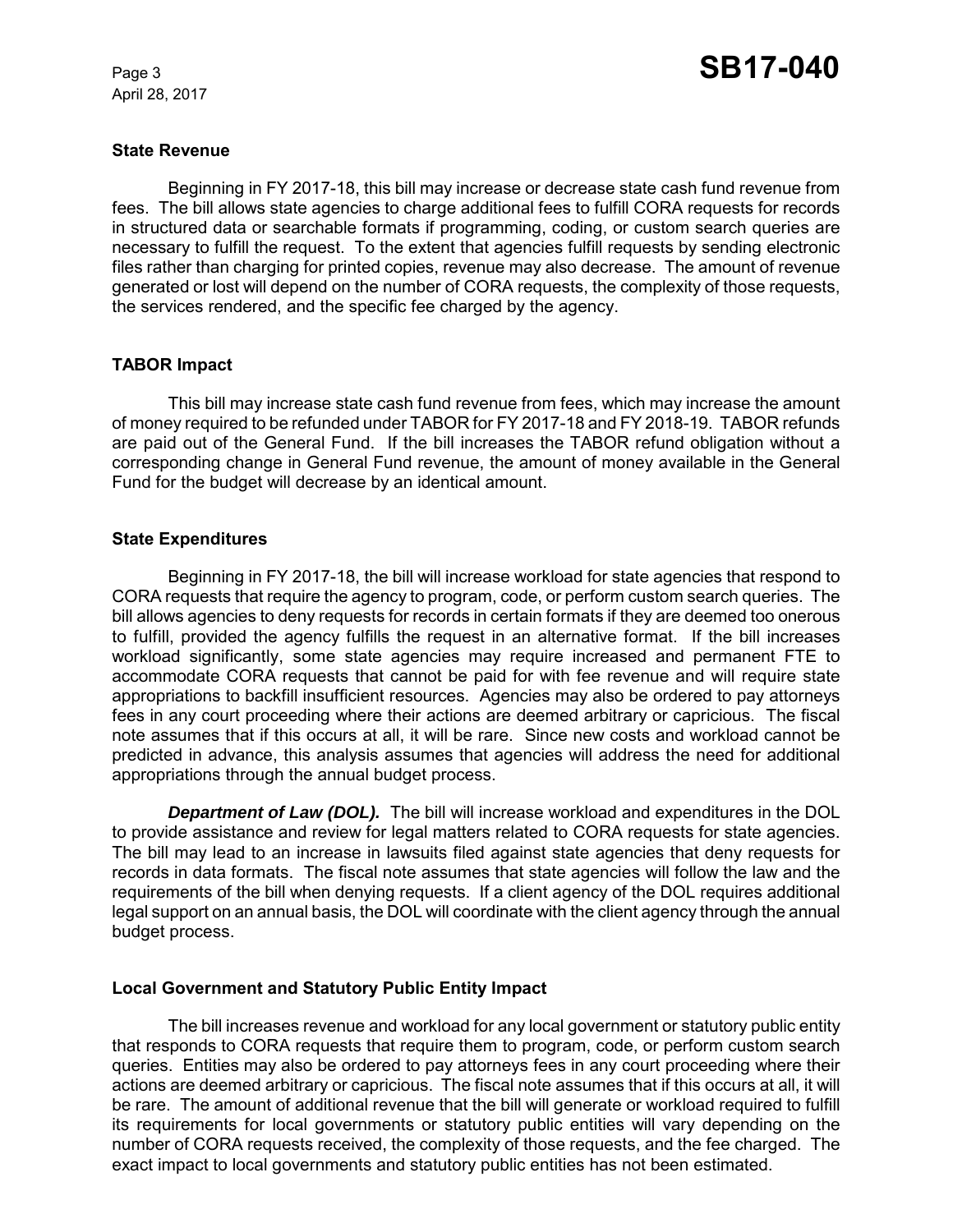### State Revenue

Beginning in FY 2017-18, this bill may increase or decrease state cash fund revenue from fees. The bill allows state agencies to charge additional fees to fulfill CORA requests for records in structured data or searchable formats if programming, coding, or custom search queries are necessary to fulfill the request. To the extent that agencies fulfill requests by sending electronic files rather than charging for printed copies, revenue may also decrease. The amount of revenue generated or lost will depend on the number of CORA requests, the complexity of those requests, the services rendered, and the specific fee charged by the agency.

### TABOR Impact

This bill may increase state cash fund revenue from fees, which may increase the amount of money required to be refunded under TABOR for FY 2017-18 and FY 2018-19. TABOR refunds are paid out of the General Fund. If the bill increases the TABOR refund obligation without a corresponding change in General Fund revenue, the amount of money available in the General Fund for the budget will decrease by an identical amount.

### State Expenditures

Beginning in FY 2017-18, the bill will increase workload for state agencies that respond to CORA requests that require the agency to program, code, or perform custom search queries. The bill allows agencies to deny requests for records in certain formats if they are deemed too onerous to fulfill, provided the agency fulfills the request in an alternative format. If the bill increases workload significantly, some state agencies may require increased and permanent FTE to accommodate CORA requests that cannot be paid for with fee revenue and will require state appropriations to backfill insufficient resources. Agencies may also be ordered to pay attorneys fees in any court proceeding where their actions are deemed arbitrary or capricious. The fiscal note assumes that if this occurs at all, it will be rare. Since new costs and workload cannot be predicted in advance, this analysis assumes that agencies will address the need for additional appropriations through the annual budget process.

***Department of Law (DOL).*** The bill will increase workload and expenditures in the DOL to provide assistance and review for legal matters related to CORA requests for state agencies. The bill may lead to an increase in lawsuits filed against state agencies that deny requests for records in data formats. The fiscal note assumes that state agencies will follow the law and the requirements of the bill when denying requests. If a client agency of the DOL requires additional legal support on an annual basis, the DOL will coordinate with the client agency through the annual budget process.

### Local Government and Statutory Public Entity Impact

The bill increases revenue and workload for any local government or statutory public entity that responds to CORA requests that require them to program, code, or perform custom search queries. Entities may also be ordered to pay attorneys fees in any court proceeding where their actions are deemed arbitrary or capricious. The fiscal note assumes that if this occurs at all, it will be rare. The amount of additional revenue that the bill will generate or workload required to fulfill its requirements for local governments or statutory public entities will vary depending on the number of CORA requests received, the complexity of those requests, and the fee charged. The exact impact to local governments and statutory public entities has not been estimated.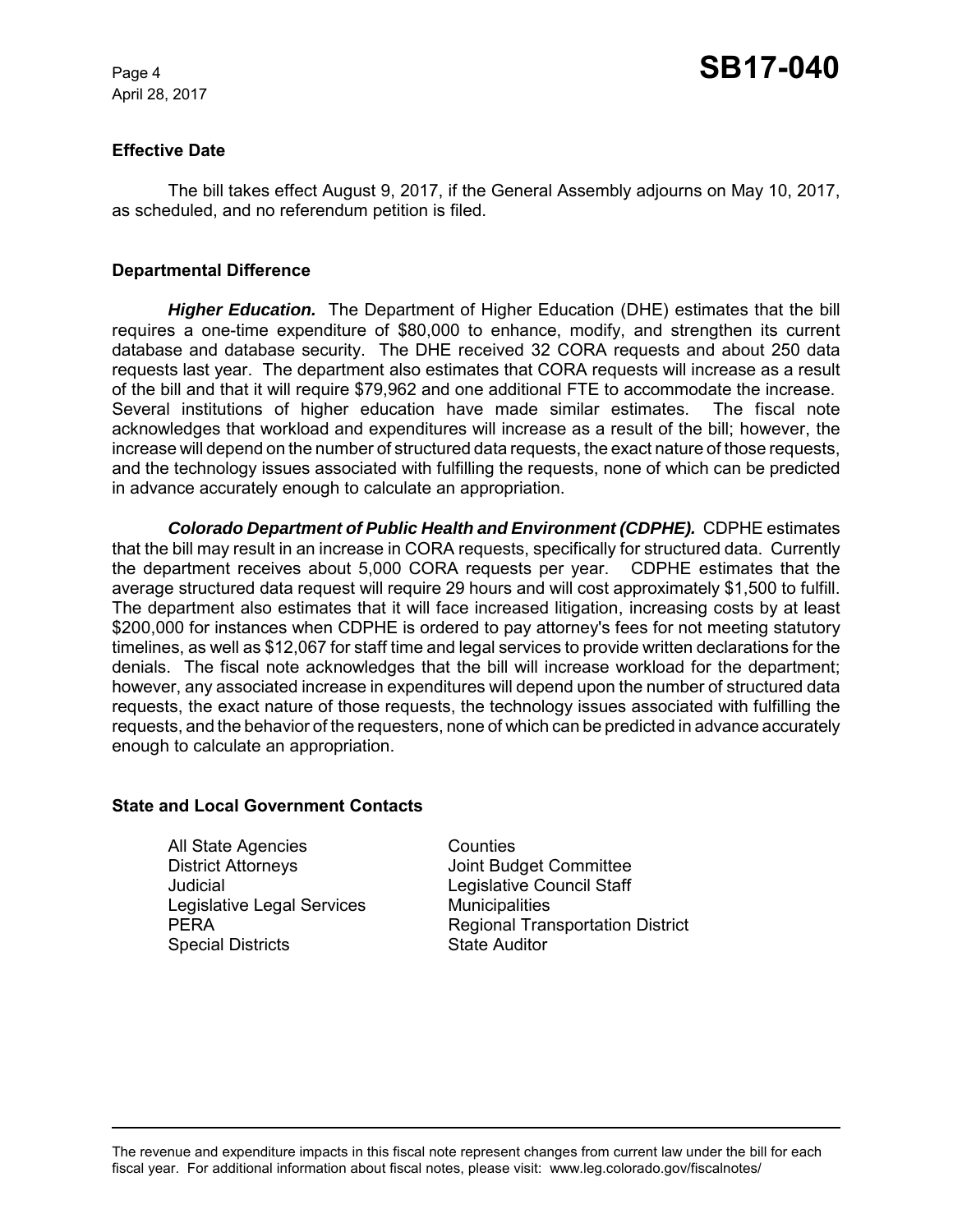### Effective Date

The bill takes effect August 9, 2017, if the General Assembly adjourns on May 10, 2017, as scheduled, and no referendum petition is filed.

### Departmental Difference

***Higher Education.*** The Department of Higher Education (DHE) estimates that the bill requires a one-time expenditure of $80,000 to enhance, modify, and strengthen its current database and database security. The DHE received 32 CORA requests and about 250 data requests last year. The department also estimates that CORA requests will increase as a result of the bill and that it will require $79,962 and one additional FTE to accommodate the increase. Several institutions of higher education have made similar estimates. The fiscal note acknowledges that workload and expenditures will increase as a result of the bill; however, the increase will depend on the number of structured data requests, the exact nature of those requests, and the technology issues associated with fulfilling the requests, none of which can be predicted in advance accurately enough to calculate an appropriation.

***Colorado Department of Public Health and Environment (CDPHE).*** CDPHE estimates that the bill may result in an increase in CORA requests, specifically for structured data. Currently the department receives about 5,000 CORA requests per year. CDPHE estimates that the average structured data request will require 29 hours and will cost approximately $1,500 to fulfill. The department also estimates that it will face increased litigation, increasing costs by at least $200,000 for instances when CDPHE is ordered to pay attorney's fees for not meeting statutory timelines, as well as $12,067 for staff time and legal services to provide written declarations for the denials. The fiscal note acknowledges that the bill will increase workload for the department; however, any associated increase in expenditures will depend upon the number of structured data requests, the exact nature of those requests, the technology issues associated with fulfilling the requests, and the behavior of the requesters, none of which can be predicted in advance accurately enough to calculate an appropriation.

### State and Local Government Contacts

| | |
|---|---|
| All State Agencies | Counties |
| District Attorneys | Joint Budget Committee |
| Judicial | Legislative Council Staff |
| Legislative Legal Services | Municipalities |
| PERA | Regional Transportation District |
| Special Districts | State Auditor |

The revenue and expenditure impacts in this fiscal note represent changes from current law under the bill for each fiscal year. For additional information about fiscal notes, please visit: www.leg.colorado.gov/fiscalnotes/